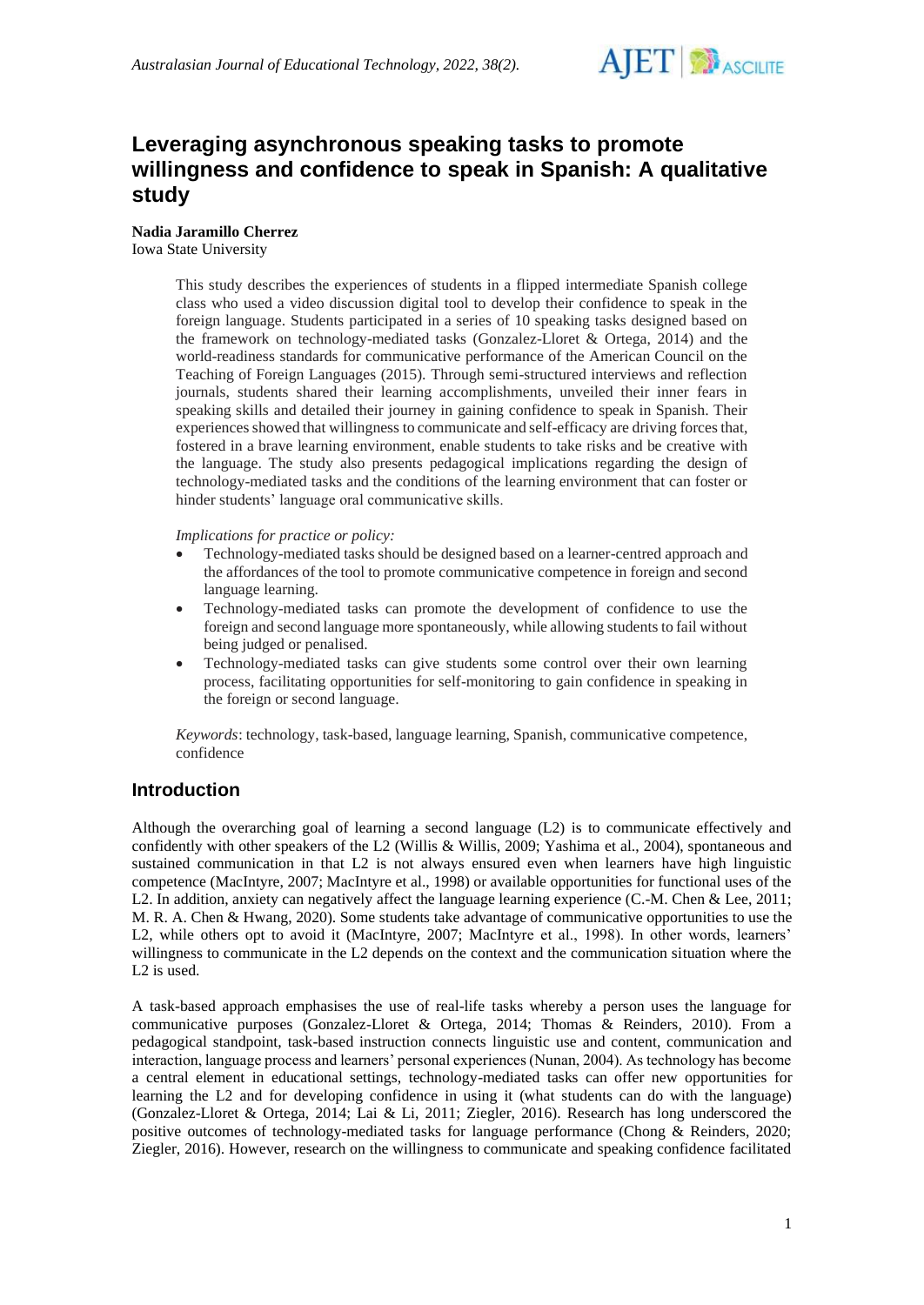# Leveraging asynchronous speaking tasks to promote willingness and confidence to speak in Spanish: A qualitative study

**Nadia Jaramillo Cherrez**
Iowa State University

> This study describes the experiences of students in a flipped intermediate Spanish college class who used a video discussion digital tool to develop their confidence to speak in the foreign language. Students participated in a series of 10 speaking tasks designed based on the framework on technology-mediated tasks (Gonzalez-Lloret & Ortega, 2014) and the world-readiness standards for communicative performance of the American Council on the Teaching of Foreign Languages (2015). Through semi-structured interviews and reflection journals, students shared their learning accomplishments, unveiled their inner fears in speaking skills and detailed their journey in gaining confidence to speak in Spanish. Their experiences showed that willingness to communicate and self-efficacy are driving forces that, fostered in a brave learning environment, enable students to take risks and be creative with the language. The study also presents pedagogical implications regarding the design of technology-mediated tasks and the conditions of the learning environment that can foster or hinder students' language oral communicative skills.
>
> *Implications for practice or policy:*
>
> - Technology-mediated tasks should be designed based on a learner-centred approach and the affordances of the tool to promote communicative competence in foreign and second language learning.
> - Technology-mediated tasks can promote the development of confidence to use the foreign and second language more spontaneously, while allowing students to fail without being judged or penalised.
> - Technology-mediated tasks can give students some control over their own learning process, facilitating opportunities for self-monitoring to gain confidence in speaking in the foreign or second language.
>
> *Keywords*: technology, task-based, language learning, Spanish, communicative competence, confidence

## Introduction

Although the overarching goal of learning a second language (L2) is to communicate effectively and confidently with other speakers of the L2 (Willis & Willis, 2009; Yashima et al., 2004), spontaneous and sustained communication in that L2 is not always ensured even when learners have high linguistic competence (MacIntyre, 2007; MacIntyre et al., 1998) or available opportunities for functional uses of the L2. In addition, anxiety can negatively affect the language learning experience (C.-M. Chen & Lee, 2011; M. R. A. Chen & Hwang, 2020). Some students take advantage of communicative opportunities to use the L2, while others opt to avoid it (MacIntyre, 2007; MacIntyre et al., 1998). In other words, learners' willingness to communicate in the L2 depends on the context and the communication situation where the L2 is used.

A task-based approach emphasises the use of real-life tasks whereby a person uses the language for communicative purposes (Gonzalez-Lloret & Ortega, 2014; Thomas & Reinders, 2010). From a pedagogical standpoint, task-based instruction connects linguistic use and content, communication and interaction, language process and learners' personal experiences (Nunan, 2004). As technology has become a central element in educational settings, technology-mediated tasks can offer new opportunities for learning the L2 and for developing confidence in using it (what students can do with the language) (Gonzalez-Lloret & Ortega, 2014; Lai & Li, 2011; Ziegler, 2016). Research has long underscored the positive outcomes of technology-mediated tasks for language performance (Chong & Reinders, 2020; Ziegler, 2016). However, research on the willingness to communicate and speaking confidence facilitated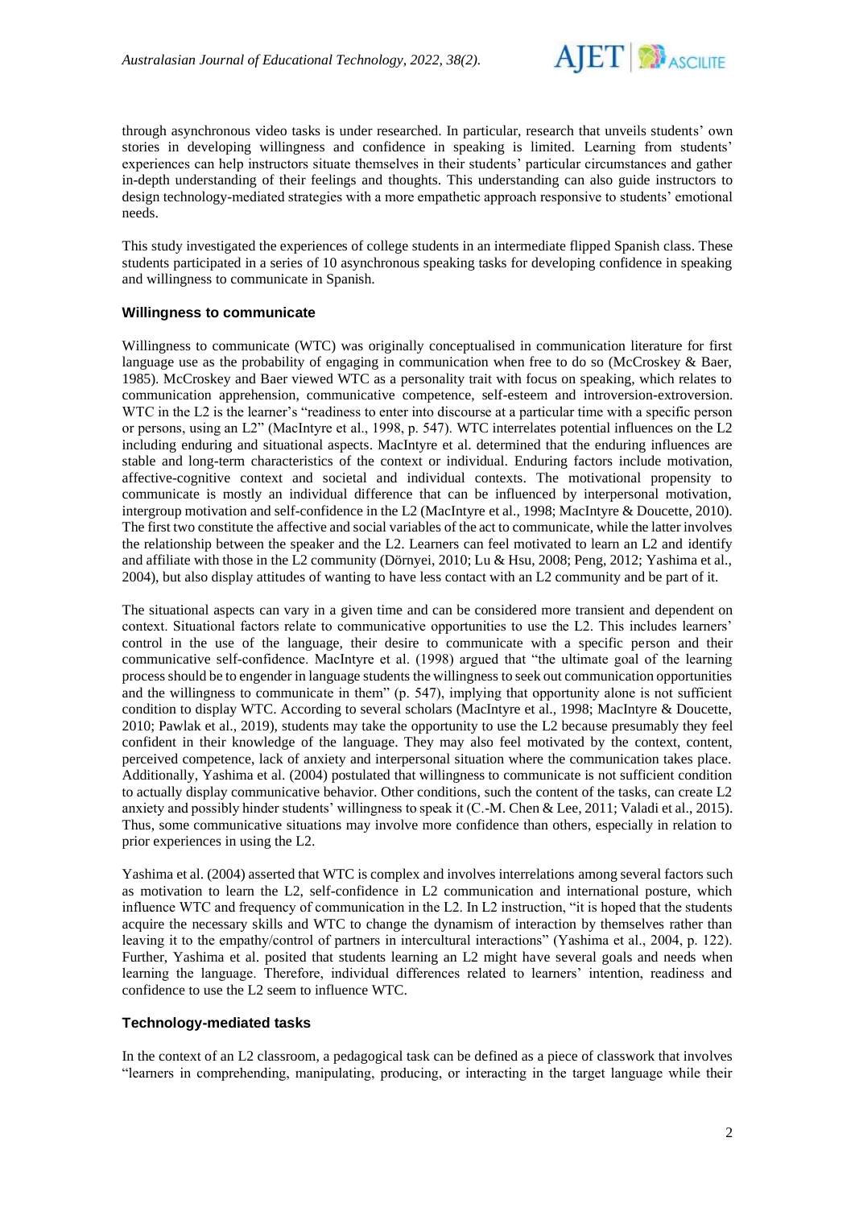through asynchronous video tasks is under researched. In particular, research that unveils students' own stories in developing willingness and confidence in speaking is limited. Learning from students' experiences can help instructors situate themselves in their students' particular circumstances and gather in-depth understanding of their feelings and thoughts. This understanding can also guide instructors to design technology-mediated strategies with a more empathetic approach responsive to students' emotional needs.

This study investigated the experiences of college students in an intermediate flipped Spanish class. These students participated in a series of 10 asynchronous speaking tasks for developing confidence in speaking and willingness to communicate in Spanish.

### Willingness to communicate

Willingness to communicate (WTC) was originally conceptualised in communication literature for first language use as the probability of engaging in communication when free to do so (McCroskey & Baer, 1985). McCroskey and Baer viewed WTC as a personality trait with focus on speaking, which relates to communication apprehension, communicative competence, self-esteem and introversion-extroversion. WTC in the L2 is the learner's "readiness to enter into discourse at a particular time with a specific person or persons, using an L2" (MacIntyre et al., 1998, p. 547). WTC interrelates potential influences on the L2 including enduring and situational aspects. MacIntyre et al. determined that the enduring influences are stable and long-term characteristics of the context or individual. Enduring factors include motivation, affective-cognitive context and societal and individual contexts. The motivational propensity to communicate is mostly an individual difference that can be influenced by interpersonal motivation, intergroup motivation and self-confidence in the L2 (MacIntyre et al., 1998; MacIntyre & Doucette, 2010). The first two constitute the affective and social variables of the act to communicate, while the latter involves the relationship between the speaker and the L2. Learners can feel motivated to learn an L2 and identify and affiliate with those in the L2 community (Dörnyei, 2010; Lu & Hsu, 2008; Peng, 2012; Yashima et al., 2004), but also display attitudes of wanting to have less contact with an L2 community and be part of it.

The situational aspects can vary in a given time and can be considered more transient and dependent on context. Situational factors relate to communicative opportunities to use the L2. This includes learners' control in the use of the language, their desire to communicate with a specific person and their communicative self-confidence. MacIntyre et al. (1998) argued that "the ultimate goal of the learning process should be to engender in language students the willingness to seek out communication opportunities and the willingness to communicate in them" (p. 547), implying that opportunity alone is not sufficient condition to display WTC. According to several scholars (MacIntyre et al., 1998; MacIntyre & Doucette, 2010; Pawlak et al., 2019), students may take the opportunity to use the L2 because presumably they feel confident in their knowledge of the language. They may also feel motivated by the context, content, perceived competence, lack of anxiety and interpersonal situation where the communication takes place. Additionally, Yashima et al. (2004) postulated that willingness to communicate is not sufficient condition to actually display communicative behavior. Other conditions, such the content of the tasks, can create L2 anxiety and possibly hinder students' willingness to speak it (C.-M. Chen & Lee, 2011; Valadi et al., 2015). Thus, some communicative situations may involve more confidence than others, especially in relation to prior experiences in using the L2.

Yashima et al. (2004) asserted that WTC is complex and involves interrelations among several factors such as motivation to learn the L2, self-confidence in L2 communication and international posture, which influence WTC and frequency of communication in the L2. In L2 instruction, "it is hoped that the students acquire the necessary skills and WTC to change the dynamism of interaction by themselves rather than leaving it to the empathy/control of partners in intercultural interactions" (Yashima et al., 2004, p. 122). Further, Yashima et al. posited that students learning an L2 might have several goals and needs when learning the language. Therefore, individual differences related to learners' intention, readiness and confidence to use the L2 seem to influence WTC.

### Technology-mediated tasks

In the context of an L2 classroom, a pedagogical task can be defined as a piece of classwork that involves "learners in comprehending, manipulating, producing, or interacting in the target language while their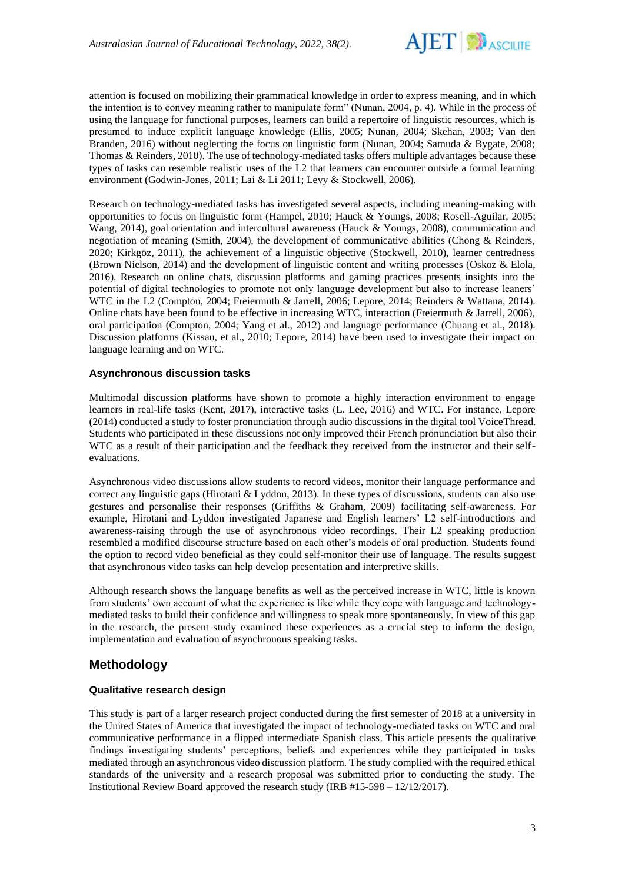attention is focused on mobilizing their grammatical knowledge in order to express meaning, and in which the intention is to convey meaning rather to manipulate form" (Nunan, 2004, p. 4). While in the process of using the language for functional purposes, learners can build a repertoire of linguistic resources, which is presumed to induce explicit language knowledge (Ellis, 2005; Nunan, 2004; Skehan, 2003; Van den Branden, 2016) without neglecting the focus on linguistic form (Nunan, 2004; Samuda & Bygate, 2008; Thomas & Reinders, 2010). The use of technology-mediated tasks offers multiple advantages because these types of tasks can resemble realistic uses of the L2 that learners can encounter outside a formal learning environment (Godwin-Jones, 2011; Lai & Li 2011; Levy & Stockwell, 2006).

Research on technology-mediated tasks has investigated several aspects, including meaning-making with opportunities to focus on linguistic form (Hampel, 2010; Hauck & Youngs, 2008; Rosell-Aguilar, 2005; Wang, 2014), goal orientation and intercultural awareness (Hauck & Youngs, 2008), communication and negotiation of meaning (Smith, 2004), the development of communicative abilities (Chong & Reinders, 2020; Kirkgöz, 2011), the achievement of a linguistic objective (Stockwell, 2010), learner centredness (Brown Nielson, 2014) and the development of linguistic content and writing processes (Oskoz & Elola, 2016). Research on online chats, discussion platforms and gaming practices presents insights into the potential of digital technologies to promote not only language development but also to increase leaners' WTC in the L2 (Compton, 2004; Freiermuth & Jarrell, 2006; Lepore, 2014; Reinders & Wattana, 2014). Online chats have been found to be effective in increasing WTC, interaction (Freiermuth & Jarrell, 2006), oral participation (Compton, 2004; Yang et al., 2012) and language performance (Chuang et al., 2018). Discussion platforms (Kissau, et al., 2010; Lepore, 2014) have been used to investigate their impact on language learning and on WTC.

### Asynchronous discussion tasks

Multimodal discussion platforms have shown to promote a highly interaction environment to engage learners in real-life tasks (Kent, 2017), interactive tasks (L. Lee, 2016) and WTC. For instance, Lepore (2014) conducted a study to foster pronunciation through audio discussions in the digital tool VoiceThread. Students who participated in these discussions not only improved their French pronunciation but also their WTC as a result of their participation and the feedback they received from the instructor and their self-evaluations.

Asynchronous video discussions allow students to record videos, monitor their language performance and correct any linguistic gaps (Hirotani & Lyddon, 2013). In these types of discussions, students can also use gestures and personalise their responses (Griffiths & Graham, 2009) facilitating self-awareness. For example, Hirotani and Lyddon investigated Japanese and English learners' L2 self-introductions and awareness-raising through the use of asynchronous video recordings. Their L2 speaking production resembled a modified discourse structure based on each other's models of oral production. Students found the option to record video beneficial as they could self-monitor their use of language. The results suggest that asynchronous video tasks can help develop presentation and interpretive skills.

Although research shows the language benefits as well as the perceived increase in WTC, little is known from students' own account of what the experience is like while they cope with language and technology-mediated tasks to build their confidence and willingness to speak more spontaneously. In view of this gap in the research, the present study examined these experiences as a crucial step to inform the design, implementation and evaluation of asynchronous speaking tasks.

## Methodology

### Qualitative research design

This study is part of a larger research project conducted during the first semester of 2018 at a university in the United States of America that investigated the impact of technology-mediated tasks on WTC and oral communicative performance in a flipped intermediate Spanish class. This article presents the qualitative findings investigating students' perceptions, beliefs and experiences while they participated in tasks mediated through an asynchronous video discussion platform. The study complied with the required ethical standards of the university and a research proposal was submitted prior to conducting the study. The Institutional Review Board approved the research study (IRB #15-598 – 12/12/2017).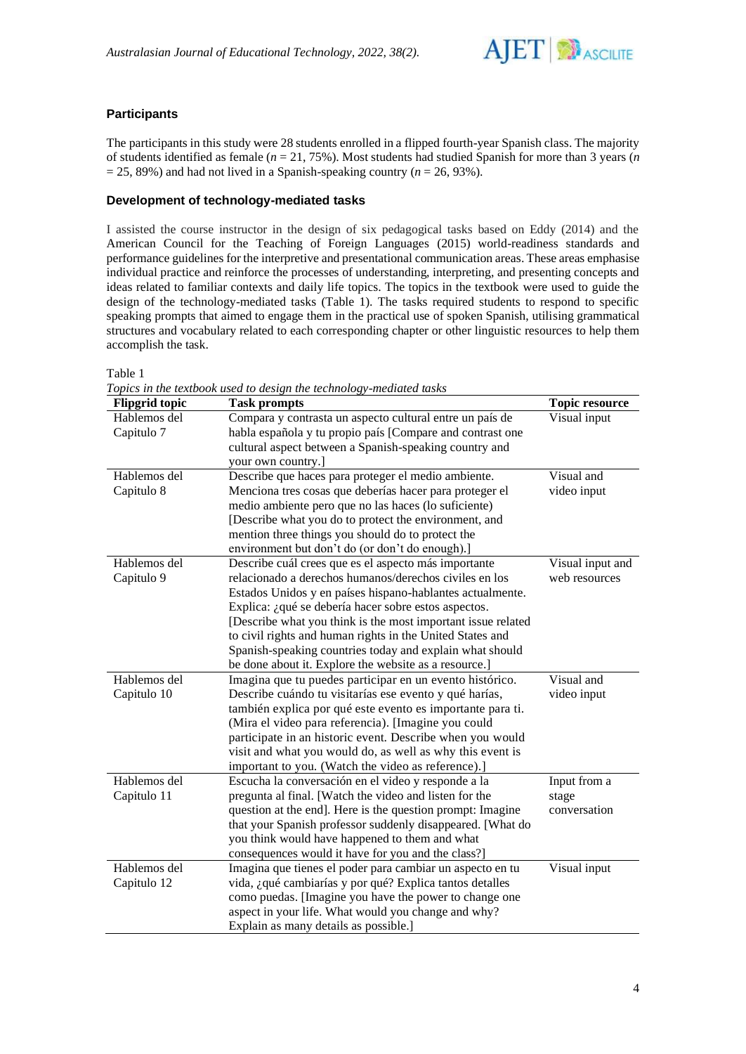### Participants

The participants in this study were 28 students enrolled in a flipped fourth-year Spanish class. The majority of students identified as female ($n$ = 21, 75%). Most students had studied Spanish for more than 3 years ($n$ = 25, 89%) and had not lived in a Spanish-speaking country ($n$ = 26, 93%).

### Development of technology-mediated tasks

I assisted the course instructor in the design of six pedagogical tasks based on Eddy (2014) and the American Council for the Teaching of Foreign Languages (2015) world-readiness standards and performance guidelines for the interpretive and presentational communication areas. These areas emphasise individual practice and reinforce the processes of understanding, interpreting, and presenting concepts and ideas related to familiar contexts and daily life topics. The topics in the textbook were used to guide the design of the technology-mediated tasks (Table 1). The tasks required students to respond to specific speaking prompts that aimed to engage them in the practical use of spoken Spanish, utilising grammatical structures and vocabulary related to each corresponding chapter or other linguistic resources to help them accomplish the task.

Table 1
*Topics in the textbook used to design the technology-mediated tasks*

| Flipgrid topic | Task prompts | Topic resource |
|---|---|---|
| Hablemos del Capitulo 7 | Compara y contrasta un aspecto cultural entre un país de habla española y tu propio país [Compare and contrast one cultural aspect between a Spanish-speaking country and your own country.] | Visual input |
| Hablemos del Capitulo 8 | Describe que haces para proteger el medio ambiente. Menciona tres cosas que deberías hacer para proteger el medio ambiente pero que no las haces (lo suficiente) [Describe what you do to protect the environment, and mention three things you should do to protect the environment but don't do (or don't do enough).] | Visual and video input |
| Hablemos del Capitulo 9 | Describe cuál crees que es el aspecto más importante relacionado a derechos humanos/derechos civiles en los Estados Unidos y en países hispano-hablantes actualmente. Explica: ¿qué se debería hacer sobre estos aspectos. [Describe what you think is the most important issue related to civil rights and human rights in the United States and Spanish-speaking countries today and explain what should be done about it. Explore the website as a resource.] | Visual input and web resources |
| Hablemos del Capitulo 10 | Imagina que tu puedes participar en un evento histórico. Describe cuándo tu visitarías ese evento y qué harías, también explica por qué este evento es importante para ti. (Mira el video para referencia). [Imagine you could participate in an historic event. Describe when you would visit and what you would do, as well as why this event is important to you. (Watch the video as reference).] | Visual and video input |
| Hablemos del Capitulo 11 | Escucha la conversación en el video y responde a la pregunta al final. [Watch the video and listen for the question at the end]. Here is the question prompt: Imagine that your Spanish professor suddenly disappeared. [What do you think would have happened to them and what consequences would it have for you and the class?] | Input from a stage conversation |
| Hablemos del Capitulo 12 | Imagina que tienes el poder para cambiar un aspecto en tu vida, ¿qué cambiarías y por qué? Explica tantos detalles como puedas. [Imagine you have the power to change one aspect in your life. What would you change and why? Explain as many details as possible.] | Visual input |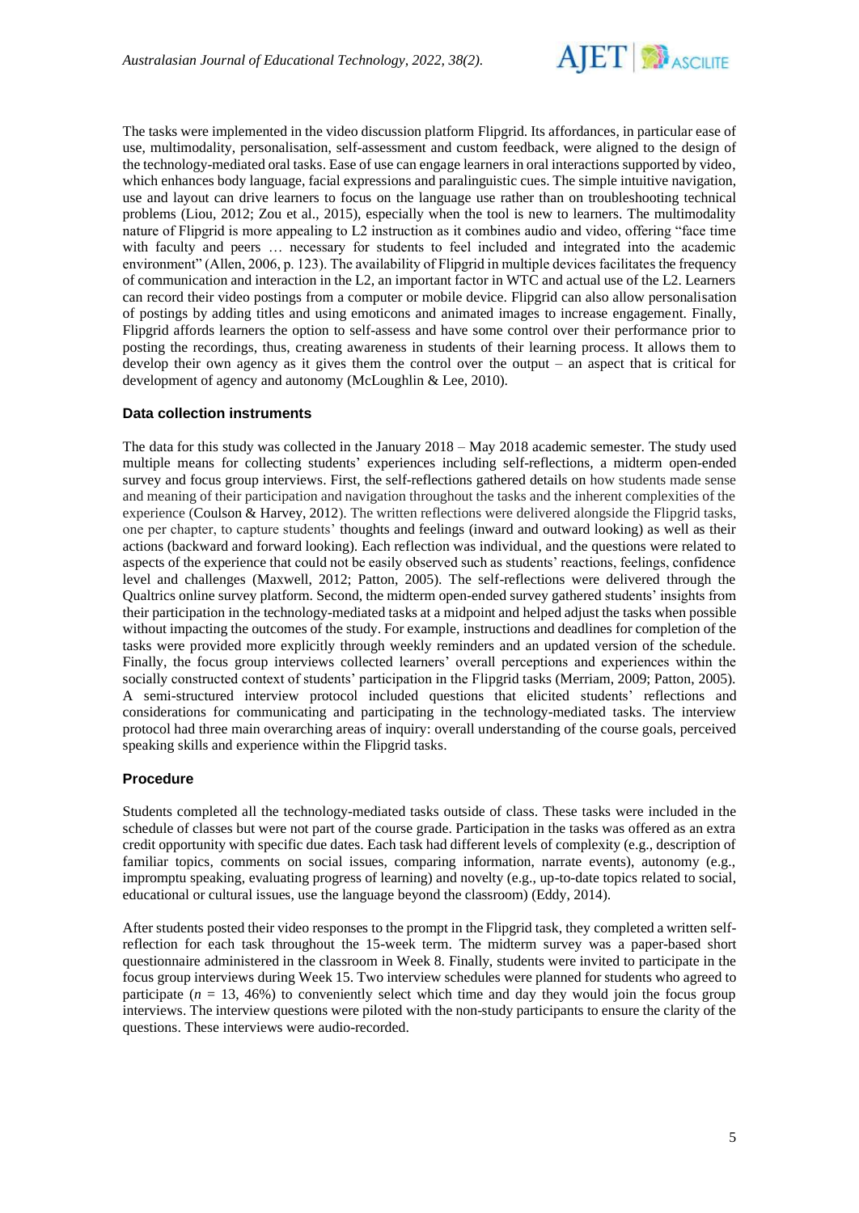The tasks were implemented in the video discussion platform Flipgrid. Its affordances, in particular ease of use, multimodality, personalisation, self-assessment and custom feedback, were aligned to the design of the technology-mediated oral tasks. Ease of use can engage learners in oral interactions supported by video, which enhances body language, facial expressions and paralinguistic cues. The simple intuitive navigation, use and layout can drive learners to focus on the language use rather than on troubleshooting technical problems (Liou, 2012; Zou et al., 2015), especially when the tool is new to learners. The multimodality nature of Flipgrid is more appealing to L2 instruction as it combines audio and video, offering "face time with faculty and peers … necessary for students to feel included and integrated into the academic environment" (Allen, 2006, p. 123). The availability of Flipgrid in multiple devices facilitates the frequency of communication and interaction in the L2, an important factor in WTC and actual use of the L2. Learners can record their video postings from a computer or mobile device. Flipgrid can also allow personalisation of postings by adding titles and using emoticons and animated images to increase engagement. Finally, Flipgrid affords learners the option to self-assess and have some control over their performance prior to posting the recordings, thus, creating awareness in students of their learning process. It allows them to develop their own agency as it gives them the control over the output – an aspect that is critical for development of agency and autonomy (McLoughlin & Lee, 2010).

### Data collection instruments

The data for this study was collected in the January 2018 – May 2018 academic semester. The study used multiple means for collecting students' experiences including self-reflections, a midterm open-ended survey and focus group interviews. First, the self-reflections gathered details on how students made sense and meaning of their participation and navigation throughout the tasks and the inherent complexities of the experience (Coulson & Harvey, 2012). The written reflections were delivered alongside the Flipgrid tasks, one per chapter, to capture students' thoughts and feelings (inward and outward looking) as well as their actions (backward and forward looking). Each reflection was individual, and the questions were related to aspects of the experience that could not be easily observed such as students' reactions, feelings, confidence level and challenges (Maxwell, 2012; Patton, 2005). The self-reflections were delivered through the Qualtrics online survey platform. Second, the midterm open-ended survey gathered students' insights from their participation in the technology-mediated tasks at a midpoint and helped adjust the tasks when possible without impacting the outcomes of the study. For example, instructions and deadlines for completion of the tasks were provided more explicitly through weekly reminders and an updated version of the schedule. Finally, the focus group interviews collected learners' overall perceptions and experiences within the socially constructed context of students' participation in the Flipgrid tasks (Merriam, 2009; Patton, 2005). A semi-structured interview protocol included questions that elicited students' reflections and considerations for communicating and participating in the technology-mediated tasks. The interview protocol had three main overarching areas of inquiry: overall understanding of the course goals, perceived speaking skills and experience within the Flipgrid tasks.

### Procedure

Students completed all the technology-mediated tasks outside of class. These tasks were included in the schedule of classes but were not part of the course grade. Participation in the tasks was offered as an extra credit opportunity with specific due dates. Each task had different levels of complexity (e.g., description of familiar topics, comments on social issues, comparing information, narrate events), autonomy (e.g., impromptu speaking, evaluating progress of learning) and novelty (e.g., up-to-date topics related to social, educational or cultural issues, use the language beyond the classroom) (Eddy, 2014).

After students posted their video responses to the prompt in the Flipgrid task, they completed a written self-reflection for each task throughout the 15-week term. The midterm survey was a paper-based short questionnaire administered in the classroom in Week 8. Finally, students were invited to participate in the focus group interviews during Week 15. Two interview schedules were planned for students who agreed to participate ($n$ = 13, 46%) to conveniently select which time and day they would join the focus group interviews. The interview questions were piloted with the non-study participants to ensure the clarity of the questions. These interviews were audio-recorded.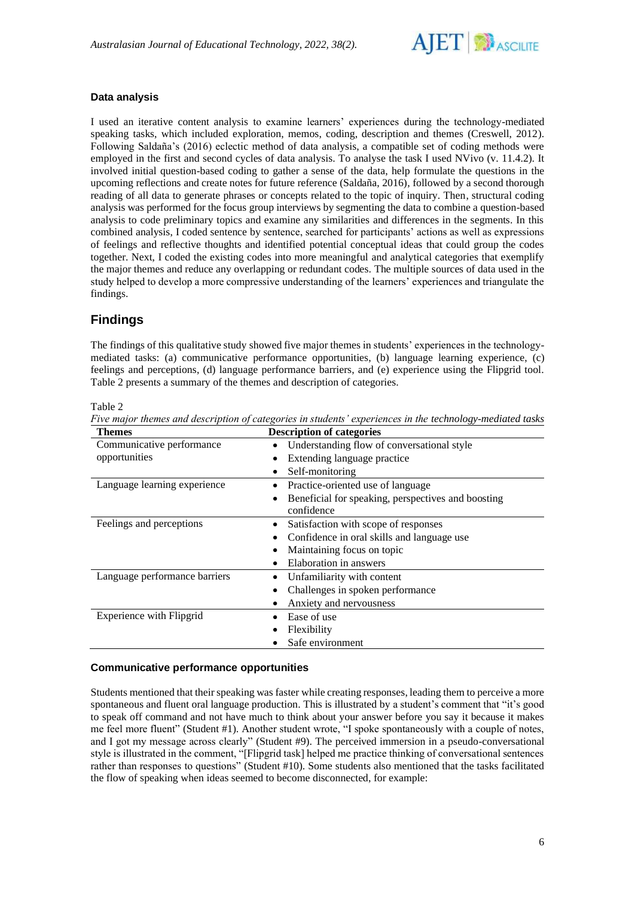### Data analysis

I used an iterative content analysis to examine learners' experiences during the technology-mediated speaking tasks, which included exploration, memos, coding, description and themes (Creswell, 2012). Following Saldaña's (2016) eclectic method of data analysis, a compatible set of coding methods were employed in the first and second cycles of data analysis. To analyse the task I used NVivo (v. 11.4.2). It involved initial question-based coding to gather a sense of the data, help formulate the questions in the upcoming reflections and create notes for future reference (Saldaña, 2016), followed by a second thorough reading of all data to generate phrases or concepts related to the topic of inquiry. Then, structural coding analysis was performed for the focus group interviews by segmenting the data to combine a question-based analysis to code preliminary topics and examine any similarities and differences in the segments. In this combined analysis, I coded sentence by sentence, searched for participants' actions as well as expressions of feelings and reflective thoughts and identified potential conceptual ideas that could group the codes together. Next, I coded the existing codes into more meaningful and analytical categories that exemplify the major themes and reduce any overlapping or redundant codes. The multiple sources of data used in the study helped to develop a more compressive understanding of the learners' experiences and triangulate the findings.

## Findings

The findings of this qualitative study showed five major themes in students' experiences in the technology-mediated tasks: (a) communicative performance opportunities, (b) language learning experience, (c) feelings and perceptions, (d) language performance barriers, and (e) experience using the Flipgrid tool. Table 2 presents a summary of the themes and description of categories.

Table 2
*Five major themes and description of categories in students' experiences in the technology-mediated tasks*

| Themes | Description of categories |
|---|---|
| Communicative performance opportunities | • Understanding flow of conversational style<br>• Extending language practice<br>• Self-monitoring |
| Language learning experience | • Practice-oriented use of language<br>• Beneficial for speaking, perspectives and boosting confidence |
| Feelings and perceptions | • Satisfaction with scope of responses<br>• Confidence in oral skills and language use<br>• Maintaining focus on topic<br>• Elaboration in answers |
| Language performance barriers | • Unfamiliarity with content<br>• Challenges in spoken performance<br>• Anxiety and nervousness |
| Experience with Flipgrid | • Ease of use<br>• Flexibility<br>• Safe environment |

### Communicative performance opportunities

Students mentioned that their speaking was faster while creating responses, leading them to perceive a more spontaneous and fluent oral language production. This is illustrated by a student's comment that "it's good to speak off command and not have much to think about your answer before you say it because it makes me feel more fluent" (Student #1). Another student wrote, "I spoke spontaneously with a couple of notes, and I got my message across clearly" (Student #9). The perceived immersion in a pseudo-conversational style is illustrated in the comment, "[Flipgrid task] helped me practice thinking of conversational sentences rather than responses to questions" (Student #10). Some students also mentioned that the tasks facilitated the flow of speaking when ideas seemed to become disconnected, for example: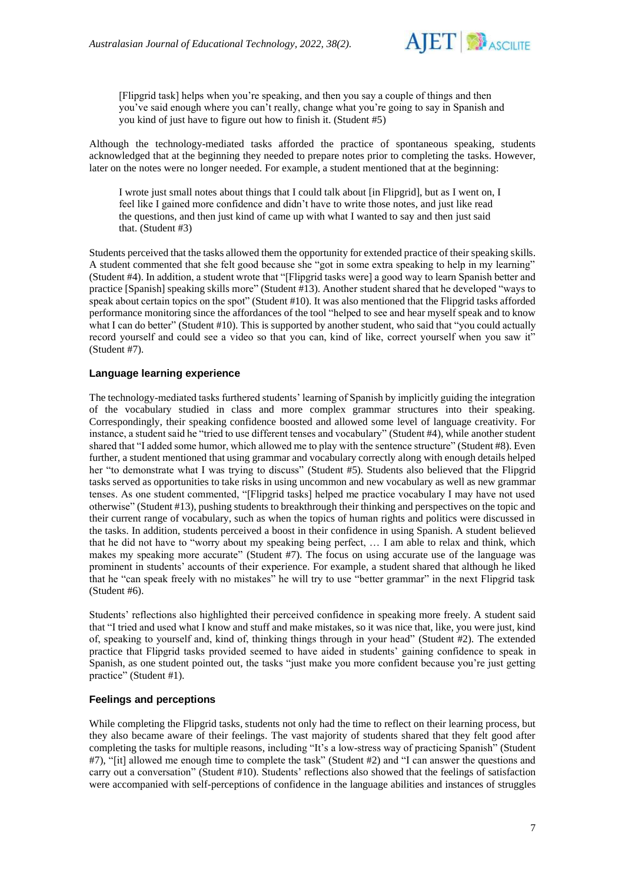> [Flipgrid task] helps when you're speaking, and then you say a couple of things and then you've said enough where you can't really, change what you're going to say in Spanish and you kind of just have to figure out how to finish it. (Student #5)

Although the technology-mediated tasks afforded the practice of spontaneous speaking, students acknowledged that at the beginning they needed to prepare notes prior to completing the tasks. However, later on the notes were no longer needed. For example, a student mentioned that at the beginning:

> I wrote just small notes about things that I could talk about [in Flipgrid], but as I went on, I feel like I gained more confidence and didn't have to write those notes, and just like read the questions, and then just kind of came up with what I wanted to say and then just said that. (Student #3)

Students perceived that the tasks allowed them the opportunity for extended practice of their speaking skills. A student commented that she felt good because she "got in some extra speaking to help in my learning" (Student #4). In addition, a student wrote that "[Flipgrid tasks were] a good way to learn Spanish better and practice [Spanish] speaking skills more" (Student #13). Another student shared that he developed "ways to speak about certain topics on the spot" (Student #10). It was also mentioned that the Flipgrid tasks afforded performance monitoring since the affordances of the tool "helped to see and hear myself speak and to know what I can do better" (Student #10). This is supported by another student, who said that "you could actually record yourself and could see a video so that you can, kind of like, correct yourself when you saw it" (Student #7).

### Language learning experience

The technology-mediated tasks furthered students' learning of Spanish by implicitly guiding the integration of the vocabulary studied in class and more complex grammar structures into their speaking. Correspondingly, their speaking confidence boosted and allowed some level of language creativity. For instance, a student said he "tried to use different tenses and vocabulary" (Student #4), while another student shared that "I added some humor, which allowed me to play with the sentence structure" (Student #8). Even further, a student mentioned that using grammar and vocabulary correctly along with enough details helped her "to demonstrate what I was trying to discuss" (Student #5). Students also believed that the Flipgrid tasks served as opportunities to take risks in using uncommon and new vocabulary as well as new grammar tenses. As one student commented, "[Flipgrid tasks] helped me practice vocabulary I may have not used otherwise" (Student #13), pushing students to breakthrough their thinking and perspectives on the topic and their current range of vocabulary, such as when the topics of human rights and politics were discussed in the tasks. In addition, students perceived a boost in their confidence in using Spanish. A student believed that he did not have to "worry about my speaking being perfect, … I am able to relax and think, which makes my speaking more accurate" (Student #7). The focus on using accurate use of the language was prominent in students' accounts of their experience. For example, a student shared that although he liked that he "can speak freely with no mistakes" he will try to use "better grammar" in the next Flipgrid task (Student #6).

Students' reflections also highlighted their perceived confidence in speaking more freely. A student said that "I tried and used what I know and stuff and make mistakes, so it was nice that, like, you were just, kind of, speaking to yourself and, kind of, thinking things through in your head" (Student #2). The extended practice that Flipgrid tasks provided seemed to have aided in students' gaining confidence to speak in Spanish, as one student pointed out, the tasks "just make you more confident because you're just getting practice" (Student #1).

### Feelings and perceptions

While completing the Flipgrid tasks, students not only had the time to reflect on their learning process, but they also became aware of their feelings. The vast majority of students shared that they felt good after completing the tasks for multiple reasons, including "It's a low-stress way of practicing Spanish" (Student #7), "[it] allowed me enough time to complete the task" (Student #2) and "I can answer the questions and carry out a conversation" (Student #10). Students' reflections also showed that the feelings of satisfaction were accompanied with self-perceptions of confidence in the language abilities and instances of struggles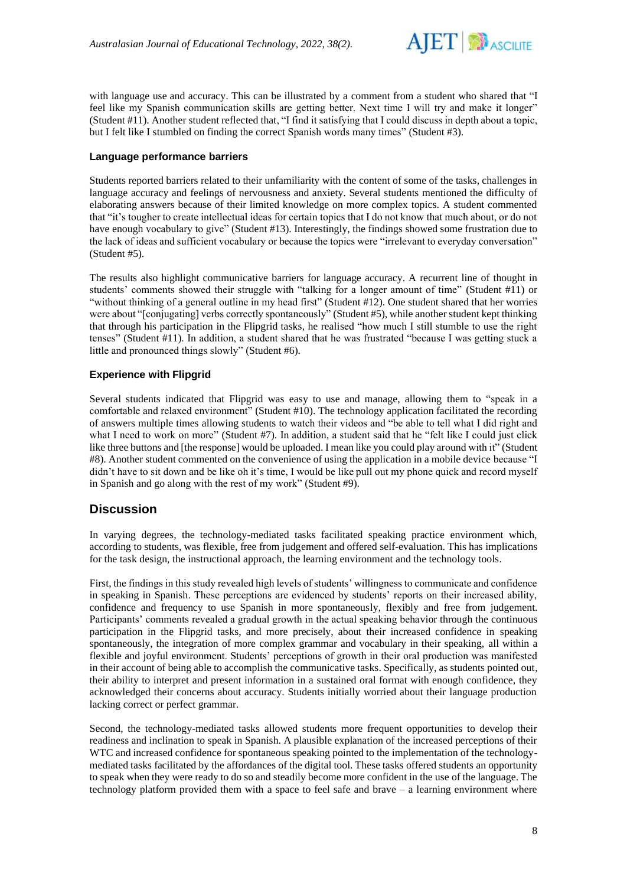with language use and accuracy. This can be illustrated by a comment from a student who shared that "I feel like my Spanish communication skills are getting better. Next time I will try and make it longer" (Student #11). Another student reflected that, "I find it satisfying that I could discuss in depth about a topic, but I felt like I stumbled on finding the correct Spanish words many times" (Student #3).

### Language performance barriers

Students reported barriers related to their unfamiliarity with the content of some of the tasks, challenges in language accuracy and feelings of nervousness and anxiety. Several students mentioned the difficulty of elaborating answers because of their limited knowledge on more complex topics. A student commented that "it's tougher to create intellectual ideas for certain topics that I do not know that much about, or do not have enough vocabulary to give" (Student #13). Interestingly, the findings showed some frustration due to the lack of ideas and sufficient vocabulary or because the topics were "irrelevant to everyday conversation" (Student #5).

The results also highlight communicative barriers for language accuracy. A recurrent line of thought in students' comments showed their struggle with "talking for a longer amount of time" (Student #11) or "without thinking of a general outline in my head first" (Student #12). One student shared that her worries were about "[conjugating] verbs correctly spontaneously" (Student #5), while another student kept thinking that through his participation in the Flipgrid tasks, he realised "how much I still stumble to use the right tenses" (Student #11). In addition, a student shared that he was frustrated "because I was getting stuck a little and pronounced things slowly" (Student #6).

### Experience with Flipgrid

Several students indicated that Flipgrid was easy to use and manage, allowing them to "speak in a comfortable and relaxed environment" (Student #10). The technology application facilitated the recording of answers multiple times allowing students to watch their videos and "be able to tell what I did right and what I need to work on more" (Student #7). In addition, a student said that he "felt like I could just click like three buttons and [the response] would be uploaded. I mean like you could play around with it" (Student #8). Another student commented on the convenience of using the application in a mobile device because "I didn't have to sit down and be like oh it's time, I would be like pull out my phone quick and record myself in Spanish and go along with the rest of my work" (Student #9).

## Discussion

In varying degrees, the technology-mediated tasks facilitated speaking practice environment which, according to students, was flexible, free from judgement and offered self-evaluation. This has implications for the task design, the instructional approach, the learning environment and the technology tools.

First, the findings in this study revealed high levels of students' willingness to communicate and confidence in speaking in Spanish. These perceptions are evidenced by students' reports on their increased ability, confidence and frequency to use Spanish in more spontaneously, flexibly and free from judgement. Participants' comments revealed a gradual growth in the actual speaking behavior through the continuous participation in the Flipgrid tasks, and more precisely, about their increased confidence in speaking spontaneously, the integration of more complex grammar and vocabulary in their speaking, all within a flexible and joyful environment. Students' perceptions of growth in their oral production was manifested in their account of being able to accomplish the communicative tasks. Specifically, as students pointed out, their ability to interpret and present information in a sustained oral format with enough confidence, they acknowledged their concerns about accuracy. Students initially worried about their language production lacking correct or perfect grammar.

Second, the technology-mediated tasks allowed students more frequent opportunities to develop their readiness and inclination to speak in Spanish. A plausible explanation of the increased perceptions of their WTC and increased confidence for spontaneous speaking pointed to the implementation of the technology-mediated tasks facilitated by the affordances of the digital tool. These tasks offered students an opportunity to speak when they were ready to do so and steadily become more confident in the use of the language. The technology platform provided them with a space to feel safe and brave – a learning environment where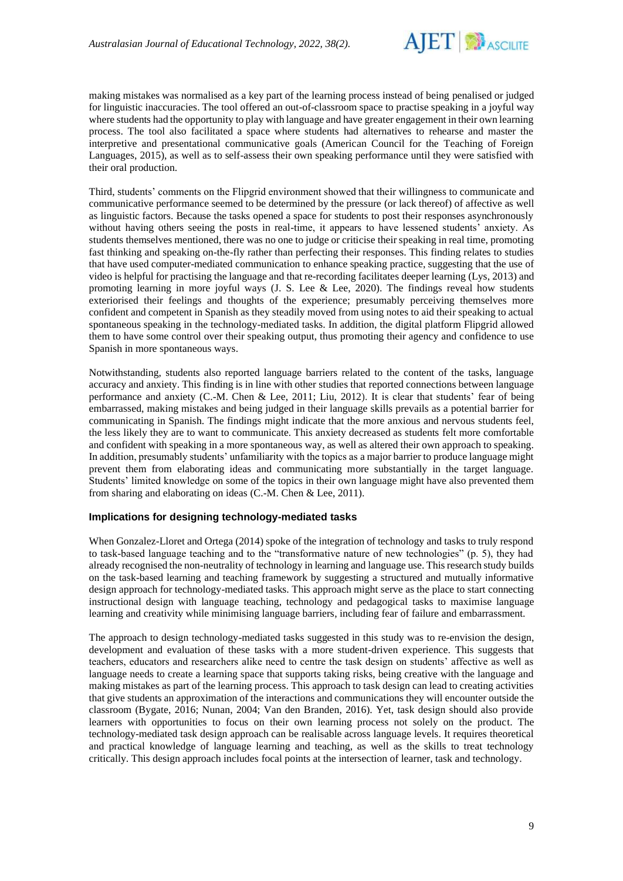making mistakes was normalised as a key part of the learning process instead of being penalised or judged for linguistic inaccuracies. The tool offered an out-of-classroom space to practise speaking in a joyful way where students had the opportunity to play with language and have greater engagement in their own learning process. The tool also facilitated a space where students had alternatives to rehearse and master the interpretive and presentational communicative goals (American Council for the Teaching of Foreign Languages, 2015), as well as to self-assess their own speaking performance until they were satisfied with their oral production.

Third, students' comments on the Flipgrid environment showed that their willingness to communicate and communicative performance seemed to be determined by the pressure (or lack thereof) of affective as well as linguistic factors. Because the tasks opened a space for students to post their responses asynchronously without having others seeing the posts in real-time, it appears to have lessened students' anxiety. As students themselves mentioned, there was no one to judge or criticise their speaking in real time, promoting fast thinking and speaking on-the-fly rather than perfecting their responses. This finding relates to studies that have used computer-mediated communication to enhance speaking practice, suggesting that the use of video is helpful for practising the language and that re-recording facilitates deeper learning (Lys, 2013) and promoting learning in more joyful ways (J. S. Lee & Lee, 2020). The findings reveal how students exteriorised their feelings and thoughts of the experience; presumably perceiving themselves more confident and competent in Spanish as they steadily moved from using notes to aid their speaking to actual spontaneous speaking in the technology-mediated tasks. In addition, the digital platform Flipgrid allowed them to have some control over their speaking output, thus promoting their agency and confidence to use Spanish in more spontaneous ways.

Notwithstanding, students also reported language barriers related to the content of the tasks, language accuracy and anxiety. This finding is in line with other studies that reported connections between language performance and anxiety (C.-M. Chen & Lee, 2011; Liu, 2012). It is clear that students' fear of being embarrassed, making mistakes and being judged in their language skills prevails as a potential barrier for communicating in Spanish. The findings might indicate that the more anxious and nervous students feel, the less likely they are to want to communicate. This anxiety decreased as students felt more comfortable and confident with speaking in a more spontaneous way, as well as altered their own approach to speaking. In addition, presumably students' unfamiliarity with the topics as a major barrier to produce language might prevent them from elaborating ideas and communicating more substantially in the target language. Students' limited knowledge on some of the topics in their own language might have also prevented them from sharing and elaborating on ideas (C.-M. Chen & Lee, 2011).

### Implications for designing technology-mediated tasks

When Gonzalez-Lloret and Ortega (2014) spoke of the integration of technology and tasks to truly respond to task-based language teaching and to the "transformative nature of new technologies" (p. 5), they had already recognised the non-neutrality of technology in learning and language use. This research study builds on the task-based learning and teaching framework by suggesting a structured and mutually informative design approach for technology-mediated tasks. This approach might serve as the place to start connecting instructional design with language teaching, technology and pedagogical tasks to maximise language learning and creativity while minimising language barriers, including fear of failure and embarrassment.

The approach to design technology-mediated tasks suggested in this study was to re-envision the design, development and evaluation of these tasks with a more student-driven experience. This suggests that teachers, educators and researchers alike need to centre the task design on students' affective as well as language needs to create a learning space that supports taking risks, being creative with the language and making mistakes as part of the learning process. This approach to task design can lead to creating activities that give students an approximation of the interactions and communications they will encounter outside the classroom (Bygate, 2016; Nunan, 2004; Van den Branden, 2016). Yet, task design should also provide learners with opportunities to focus on their own learning process not solely on the product. The technology-mediated task design approach can be realisable across language levels. It requires theoretical and practical knowledge of language learning and teaching, as well as the skills to treat technology critically. This design approach includes focal points at the intersection of learner, task and technology.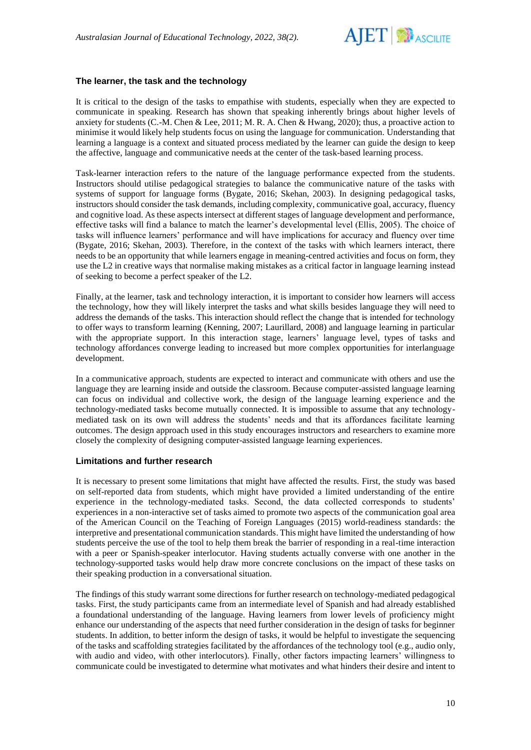### The learner, the task and the technology

It is critical to the design of the tasks to empathise with students, especially when they are expected to communicate in speaking. Research has shown that speaking inherently brings about higher levels of anxiety for students (C.-M. Chen & Lee, 2011; M. R. A. Chen & Hwang, 2020); thus, a proactive action to minimise it would likely help students focus on using the language for communication. Understanding that learning a language is a context and situated process mediated by the learner can guide the design to keep the affective, language and communicative needs at the center of the task-based learning process.

Task-learner interaction refers to the nature of the language performance expected from the students. Instructors should utilise pedagogical strategies to balance the communicative nature of the tasks with systems of support for language forms (Bygate, 2016; Skehan, 2003). In designing pedagogical tasks, instructors should consider the task demands, including complexity, communicative goal, accuracy, fluency and cognitive load. As these aspects intersect at different stages of language development and performance, effective tasks will find a balance to match the learner's developmental level (Ellis, 2005). The choice of tasks will influence learners' performance and will have implications for accuracy and fluency over time (Bygate, 2016; Skehan, 2003). Therefore, in the context of the tasks with which learners interact, there needs to be an opportunity that while learners engage in meaning-centred activities and focus on form, they use the L2 in creative ways that normalise making mistakes as a critical factor in language learning instead of seeking to become a perfect speaker of the L2.

Finally, at the learner, task and technology interaction, it is important to consider how learners will access the technology, how they will likely interpret the tasks and what skills besides language they will need to address the demands of the tasks. This interaction should reflect the change that is intended for technology to offer ways to transform learning (Kenning, 2007; Laurillard, 2008) and language learning in particular with the appropriate support. In this interaction stage, learners' language level, types of tasks and technology affordances converge leading to increased but more complex opportunities for interlanguage development.

In a communicative approach, students are expected to interact and communicate with others and use the language they are learning inside and outside the classroom. Because computer-assisted language learning can focus on individual and collective work, the design of the language learning experience and the technology-mediated tasks become mutually connected. It is impossible to assume that any technology-mediated task on its own will address the students' needs and that its affordances facilitate learning outcomes. The design approach used in this study encourages instructors and researchers to examine more closely the complexity of designing computer-assisted language learning experiences.

### Limitations and further research

It is necessary to present some limitations that might have affected the results. First, the study was based on self-reported data from students, which might have provided a limited understanding of the entire experience in the technology-mediated tasks. Second, the data collected corresponds to students' experiences in a non-interactive set of tasks aimed to promote two aspects of the communication goal area of the American Council on the Teaching of Foreign Languages (2015) world-readiness standards: the interpretive and presentational communication standards. This might have limited the understanding of how students perceive the use of the tool to help them break the barrier of responding in a real-time interaction with a peer or Spanish-speaker interlocutor. Having students actually converse with one another in the technology-supported tasks would help draw more concrete conclusions on the impact of these tasks on their speaking production in a conversational situation.

The findings of this study warrant some directions for further research on technology-mediated pedagogical tasks. First, the study participants came from an intermediate level of Spanish and had already established a foundational understanding of the language. Having learners from lower levels of proficiency might enhance our understanding of the aspects that need further consideration in the design of tasks for beginner students. In addition, to better inform the design of tasks, it would be helpful to investigate the sequencing of the tasks and scaffolding strategies facilitated by the affordances of the technology tool (e.g., audio only, with audio and video, with other interlocutors). Finally, other factors impacting learners' willingness to communicate could be investigated to determine what motivates and what hinders their desire and intent to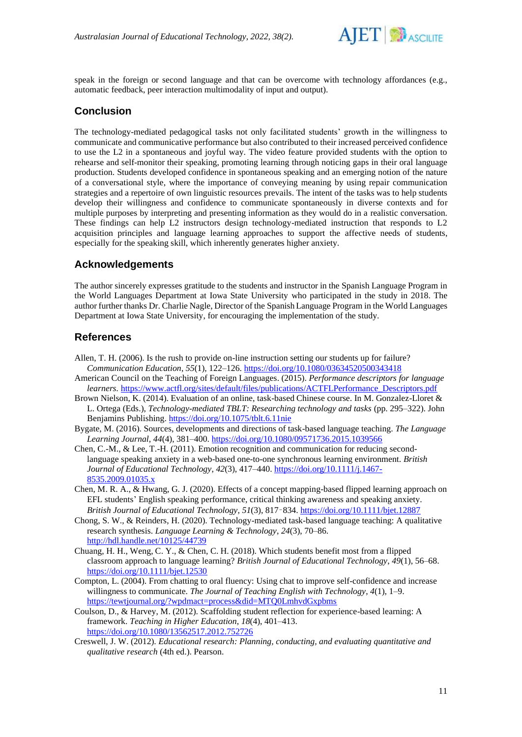speak in the foreign or second language and that can be overcome with technology affordances (e.g., automatic feedback, peer interaction multimodality of input and output).

## Conclusion

The technology-mediated pedagogical tasks not only facilitated students' growth in the willingness to communicate and communicative performance but also contributed to their increased perceived confidence to use the L2 in a spontaneous and joyful way. The video feature provided students with the option to rehearse and self-monitor their speaking, promoting learning through noticing gaps in their oral language production. Students developed confidence in spontaneous speaking and an emerging notion of the nature of a conversational style, where the importance of conveying meaning by using repair communication strategies and a repertoire of own linguistic resources prevails. The intent of the tasks was to help students develop their willingness and confidence to communicate spontaneously in diverse contexts and for multiple purposes by interpreting and presenting information as they would do in a realistic conversation. These findings can help L2 instructors design technology-mediated instruction that responds to L2 acquisition principles and language learning approaches to support the affective needs of students, especially for the speaking skill, which inherently generates higher anxiety.

## Acknowledgements

The author sincerely expresses gratitude to the students and instructor in the Spanish Language Program in the World Languages Department at Iowa State University who participated in the study in 2018. The author further thanks Dr. Charlie Nagle, Director of the Spanish Language Program in the World Languages Department at Iowa State University, for encouraging the implementation of the study.

## References

Allen, T. H. (2006). Is the rush to provide on-line instruction setting our students up for failure? *Communication Education*, *55*(1), 122–126. https://doi.org/10.1080/03634520500343418

American Council on the Teaching of Foreign Languages. (2015). *Performance descriptors for language learners*. https://www.actfl.org/sites/default/files/publications/ACTFLPerformance_Descriptors.pdf

Brown Nielson, K. (2014). Evaluation of an online, task-based Chinese course. In M. Gonzalez-Lloret & L. Ortega (Eds.), *Technology-mediated TBLT: Researching technology and tasks* (pp. 295–322). John Benjamins Publishing. https://doi.org/10.1075/tblt.6.11nie

Bygate, M. (2016). Sources, developments and directions of task-based language teaching. *The Language Learning Journal*, *44*(4), 381–400. https://doi.org/10.1080/09571736.2015.1039566

Chen, C.-M., & Lee, T.-H. (2011). Emotion recognition and communication for reducing second-language speaking anxiety in a web-based one-to-one synchronous learning environment. *British Journal of Educational Technology*, *42*(3), 417–440. https://doi.org/10.1111/j.1467-8535.2009.01035.x

Chen, M. R. A., & Hwang, G. J. (2020). Effects of a concept mapping-based flipped learning approach on EFL students' English speaking performance, critical thinking awareness and speaking anxiety. *British Journal of Educational Technology*, *51*(3), 817‑834. https://doi.org/10.1111/bjet.12887

Chong, S. W., & Reinders, H. (2020). Technology-mediated task-based language teaching: A qualitative research synthesis. *Language Learning & Technology*, *24*(3), 70–86. http://hdl.handle.net/10125/44739

Chuang, H. H., Weng, C. Y., & Chen, C. H. (2018). Which students benefit most from a flipped classroom approach to language learning? *British Journal of Educational Technology*, *49*(1), 56–68. https://doi.org/10.1111/bjet.12530

Compton, L. (2004). From chatting to oral fluency: Using chat to improve self-confidence and increase willingness to communicate. *The Journal of Teaching English with Technology*, *4*(1), 1–9. https://tewtjournal.org/?wpdmact=process&did=MTQ0LmhvdGxpbms

Coulson, D., & Harvey, M. (2012). Scaffolding student reflection for experience-based learning: A framework. *Teaching in Higher Education*, *18*(4), 401–413. https://doi.org/10.1080/13562517.2012.752726

Creswell, J. W. (2012). *Educational research: Planning, conducting, and evaluating quantitative and qualitative research* (4th ed.). Pearson.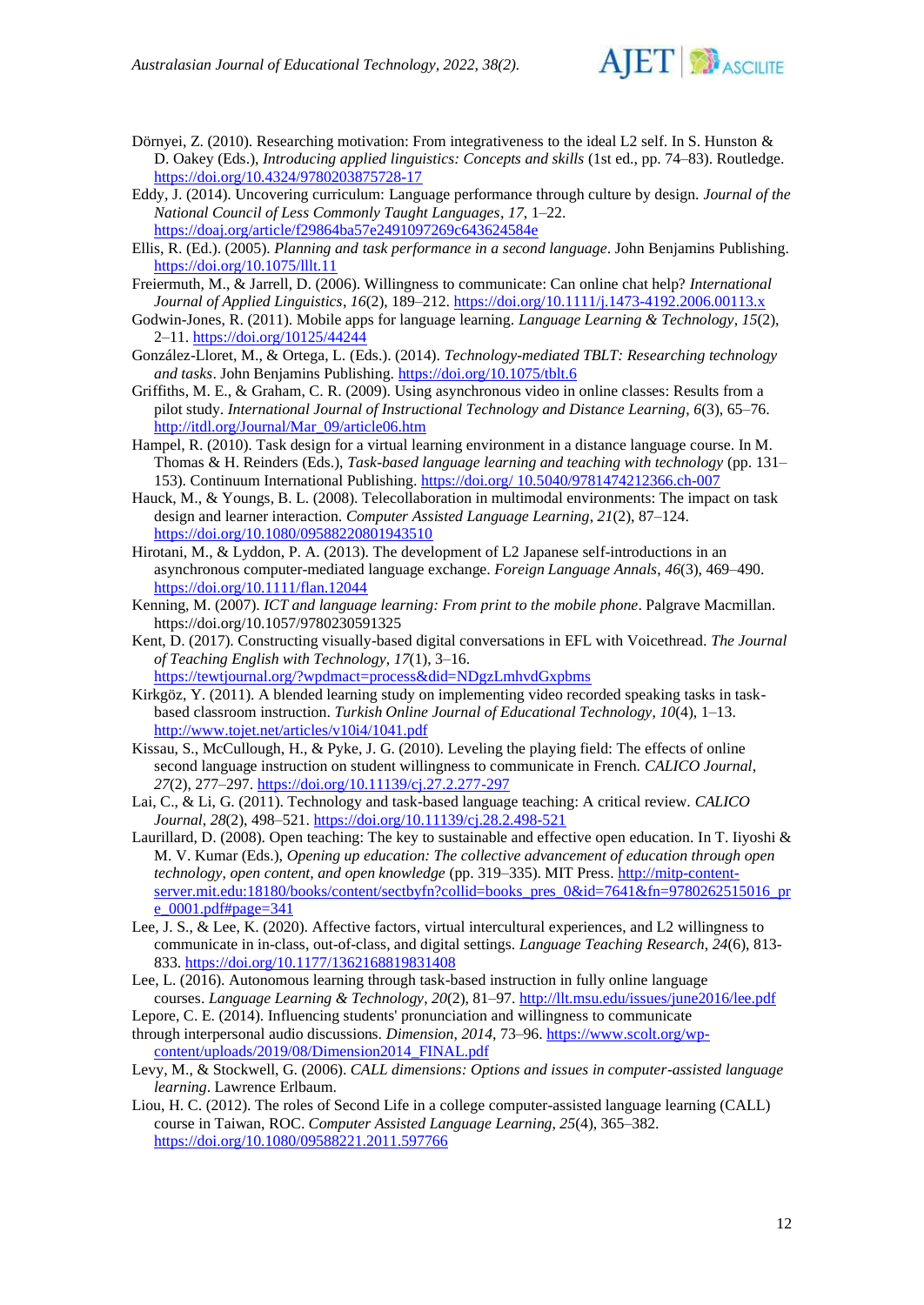Dörnyei, Z. (2010). Researching motivation: From integrativeness to the ideal L2 self. In S. Hunston & D. Oakey (Eds.), *Introducing applied linguistics: Concepts and skills* (1st ed., pp. 74–83). Routledge. https://doi.org/10.4324/9780203875728-17

Eddy, J. (2014). Uncovering curriculum: Language performance through culture by design. *Journal of the National Council of Less Commonly Taught Languages*, *17*, 1–22. https://doaj.org/article/f29864ba57e2491097269c643624584e

Ellis, R. (Ed.). (2005). *Planning and task performance in a second language*. John Benjamins Publishing. https://doi.org/10.1075/lllt.11

Freiermuth, M., & Jarrell, D. (2006). Willingness to communicate: Can online chat help? *International Journal of Applied Linguistics*, *16*(2), 189–212. https://doi.org/10.1111/j.1473-4192.2006.00113.x

Godwin-Jones, R. (2011). Mobile apps for language learning. *Language Learning & Technology*, *15*(2), 2–11. https://doi.org/10125/44244

González-Lloret, M., & Ortega, L. (Eds.). (2014). *Technology-mediated TBLT: Researching technology and tasks*. John Benjamins Publishing. https://doi.org/10.1075/tblt.6

Griffiths, M. E., & Graham, C. R. (2009). Using asynchronous video in online classes: Results from a pilot study. *International Journal of Instructional Technology and Distance Learning*, *6*(3), 65–76. http://itdl.org/Journal/Mar_09/article06.htm

Hampel, R. (2010). Task design for a virtual learning environment in a distance language course. In M. Thomas & H. Reinders (Eds.), *Task-based language learning and teaching with technology* (pp. 131–153). Continuum International Publishing. https://doi.org/ 10.5040/9781474212366.ch-007

Hauck, M., & Youngs, B. L. (2008). Telecollaboration in multimodal environments: The impact on task design and learner interaction. *Computer Assisted Language Learning*, *21*(2), 87–124. https://doi.org/10.1080/09588220801943510

Hirotani, M., & Lyddon, P. A. (2013). The development of L2 Japanese self-introductions in an asynchronous computer-mediated language exchange. *Foreign Language Annals*, *46*(3), 469–490. https://doi.org/10.1111/flan.12044

Kenning, M. (2007). *ICT and language learning: From print to the mobile phone*. Palgrave Macmillan. https://doi.org/10.1057/9780230591325

Kent, D. (2017). Constructing visually-based digital conversations in EFL with Voicethread. *The Journal of Teaching English with Technology*, *17*(1), 3–16. https://tewtjournal.org/?wpdmact=process&did=NDgzLmhvdGxpbms

Kirkgöz, Y. (2011). A blended learning study on implementing video recorded speaking tasks in task-based classroom instruction. *Turkish Online Journal of Educational Technology*, *10*(4), 1–13. http://www.tojet.net/articles/v10i4/1041.pdf

Kissau, S., McCullough, H., & Pyke, J. G. (2010). Leveling the playing field: The effects of online second language instruction on student willingness to communicate in French. *CALICO Journal*, *27*(2), 277–297. https://doi.org/10.11139/cj.27.2.277-297

Lai, C., & Li, G. (2011). Technology and task-based language teaching: A critical review. *CALICO Journal*, *28*(2), 498–521. https://doi.org/10.11139/cj.28.2.498-521

Laurillard, D. (2008). Open teaching: The key to sustainable and effective open education. In T. Iiyoshi & M. V. Kumar (Eds.), *Opening up education: The collective advancement of education through open technology, open content, and open knowledge* (pp. 319–335). MIT Press. http://mitp-content-server.mit.edu:18180/books/content/sectbyfn?collid=books_pres_0&id=7641&fn=9780262515016_pre_0001.pdf#page=341

Lee, J. S., & Lee, K. (2020). Affective factors, virtual intercultural experiences, and L2 willingness to communicate in in-class, out-of-class, and digital settings. *Language Teaching Research*, *24*(6), 813-833. https://doi.org/10.1177/1362168819831408

Lee, L. (2016). Autonomous learning through task-based instruction in fully online language courses. *Language Learning & Technology*, *20*(2), 81–97. http://llt.msu.edu/issues/june2016/lee.pdf

Lepore, C. E. (2014). Influencing students' pronunciation and willingness to communicate through interpersonal audio discussions. *Dimension*, *2014*, 73–96. https://www.scolt.org/wp-content/uploads/2019/08/Dimension2014_FINAL.pdf

Levy, M., & Stockwell, G. (2006). *CALL dimensions: Options and issues in computer-assisted language learning*. Lawrence Erlbaum.

Liou, H. C. (2012). The roles of Second Life in a college computer-assisted language learning (CALL) course in Taiwan, ROC. *Computer Assisted Language Learning*, *25*(4), 365–382. https://doi.org/10.1080/09588221.2011.597766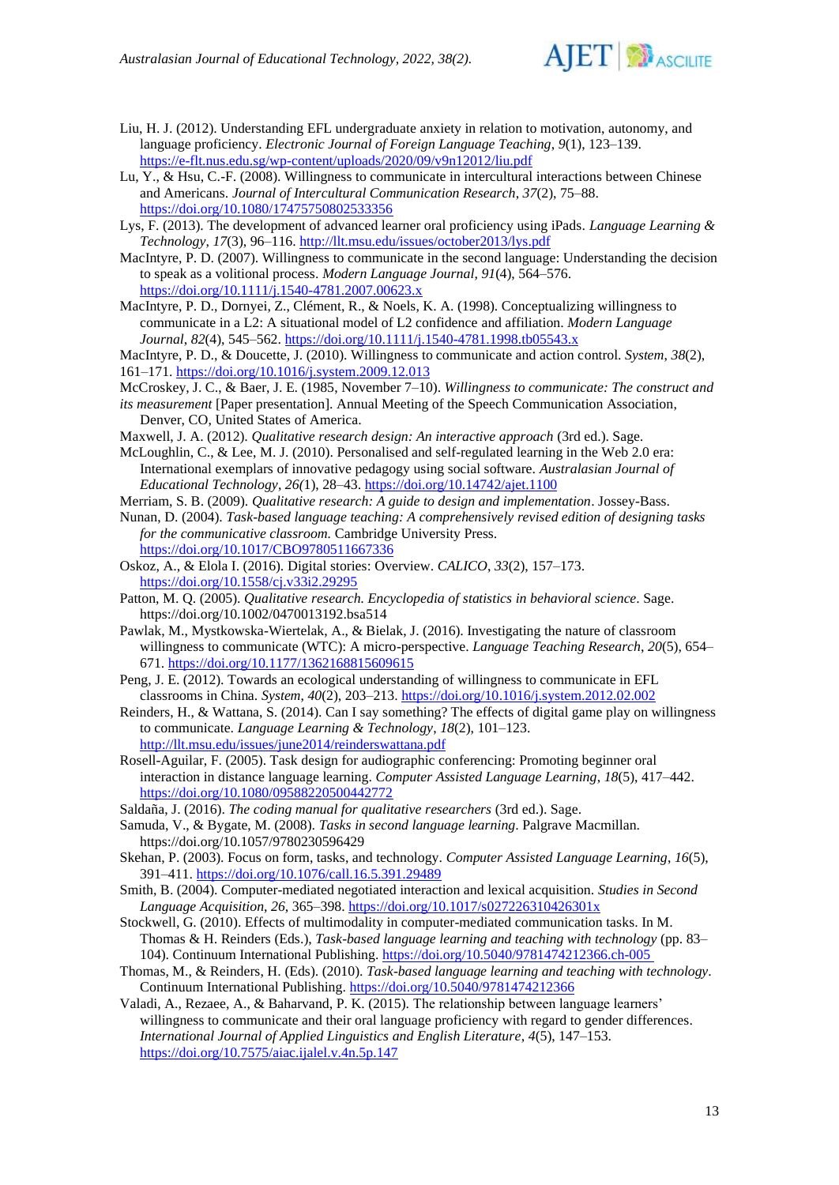Liu, H. J. (2012). Understanding EFL undergraduate anxiety in relation to motivation, autonomy, and language proficiency. *Electronic Journal of Foreign Language Teaching*, *9*(1), 123–139. https://e-flt.nus.edu.sg/wp-content/uploads/2020/09/v9n12012/liu.pdf

Lu, Y., & Hsu, C.-F. (2008). Willingness to communicate in intercultural interactions between Chinese and Americans. *Journal of Intercultural Communication Research*, *37*(2), 75–88. https://doi.org/10.1080/17475750802533356

Lys, F. (2013). The development of advanced learner oral proficiency using iPads. *Language Learning & Technology*, *17*(3), 96–116. http://llt.msu.edu/issues/october2013/lys.pdf

MacIntyre, P. D. (2007). Willingness to communicate in the second language: Understanding the decision to speak as a volitional process. *Modern Language Journal*, *91*(4), 564–576. https://doi.org/10.1111/j.1540-4781.2007.00623.x

MacIntyre, P. D., Dornyei, Z., Clément, R., & Noels, K. A. (1998). Conceptualizing willingness to communicate in a L2: A situational model of L2 confidence and affiliation. *Modern Language Journal*, *82*(4), 545–562. https://doi.org/10.1111/j.1540-4781.1998.tb05543.x

MacIntyre, P. D., & Doucette, J. (2010). Willingness to communicate and action control. *System*, *38*(2), 161–171. https://doi.org/10.1016/j.system.2009.12.013

McCroskey, J. C., & Baer, J. E. (1985, November 7–10). *Willingness to communicate: The construct and its measurement* [Paper presentation]. Annual Meeting of the Speech Communication Association, Denver, CO, United States of America.

Maxwell, J. A. (2012). *Qualitative research design: An interactive approach* (3rd ed.). Sage.

McLoughlin, C., & Lee, M. J. (2010). Personalised and self-regulated learning in the Web 2.0 era: International exemplars of innovative pedagogy using social software. *Australasian Journal of Educational Technology*, *26*(1), 28–43. https://doi.org/10.14742/ajet.1100

Merriam, S. B. (2009). *Qualitative research: A guide to design and implementation*. Jossey-Bass.

Nunan, D. (2004). *Task-based language teaching: A comprehensively revised edition of designing tasks for the communicative classroom.* Cambridge University Press. https://doi.org/10.1017/CBO9780511667336

Oskoz, A., & Elola I. (2016). Digital stories: Overview. *CALICO*, *33*(2), 157–173. https://doi.org/10.1558/cj.v33i2.29295

Patton, M. Q. (2005). *Qualitative research. Encyclopedia of statistics in behavioral science*. Sage. https://doi.org/10.1002/0470013192.bsa514

Pawlak, M., Mystkowska-Wiertelak, A., & Bielak, J. (2016). Investigating the nature of classroom willingness to communicate (WTC): A micro-perspective. *Language Teaching Research*, *20*(5), 654–671. https://doi.org/10.1177/1362168815609615

Peng, J. E. (2012). Towards an ecological understanding of willingness to communicate in EFL classrooms in China. *System*, *40*(2), 203–213. https://doi.org/10.1016/j.system.2012.02.002

Reinders, H., & Wattana, S. (2014). Can I say something? The effects of digital game play on willingness to communicate. *Language Learning & Technology*, *18*(2), 101–123. http://llt.msu.edu/issues/june2014/reinderswattana.pdf

Rosell-Aguilar, F. (2005). Task design for audiographic conferencing: Promoting beginner oral interaction in distance language learning. *Computer Assisted Language Learning*, *18*(5), 417–442. https://doi.org/10.1080/09588220500442772

Saldaña, J. (2016). *The coding manual for qualitative researchers* (3rd ed.). Sage.

Samuda, V., & Bygate, M. (2008). *Tasks in second language learning*. Palgrave Macmillan. https://doi.org/10.1057/9780230596429

Skehan, P. (2003). Focus on form, tasks, and technology. *Computer Assisted Language Learning*, *16*(5), 391–411. https://doi.org/10.1076/call.16.5.391.29489

Smith, B. (2004). Computer-mediated negotiated interaction and lexical acquisition. *Studies in Second Language Acquisition*, *26*, 365–398. https://doi.org/10.1017/s027226310426301x

Stockwell, G. (2010). Effects of multimodality in computer-mediated communication tasks. In M. Thomas & H. Reinders (Eds.), *Task-based language learning and teaching with technology* (pp. 83–104). Continuum International Publishing. https://doi.org/10.5040/9781474212366.ch-005

Thomas, M., & Reinders, H. (Eds). (2010). *Task-based language learning and teaching with technology*. Continuum International Publishing. https://doi.org/10.5040/9781474212366

Valadi, A., Rezaee, A., & Baharvand, P. K. (2015). The relationship between language learners' willingness to communicate and their oral language proficiency with regard to gender differences. *International Journal of Applied Linguistics and English Literature*, *4*(5), 147–153. https://doi.org/10.7575/aiac.ijalel.v.4n.5p.147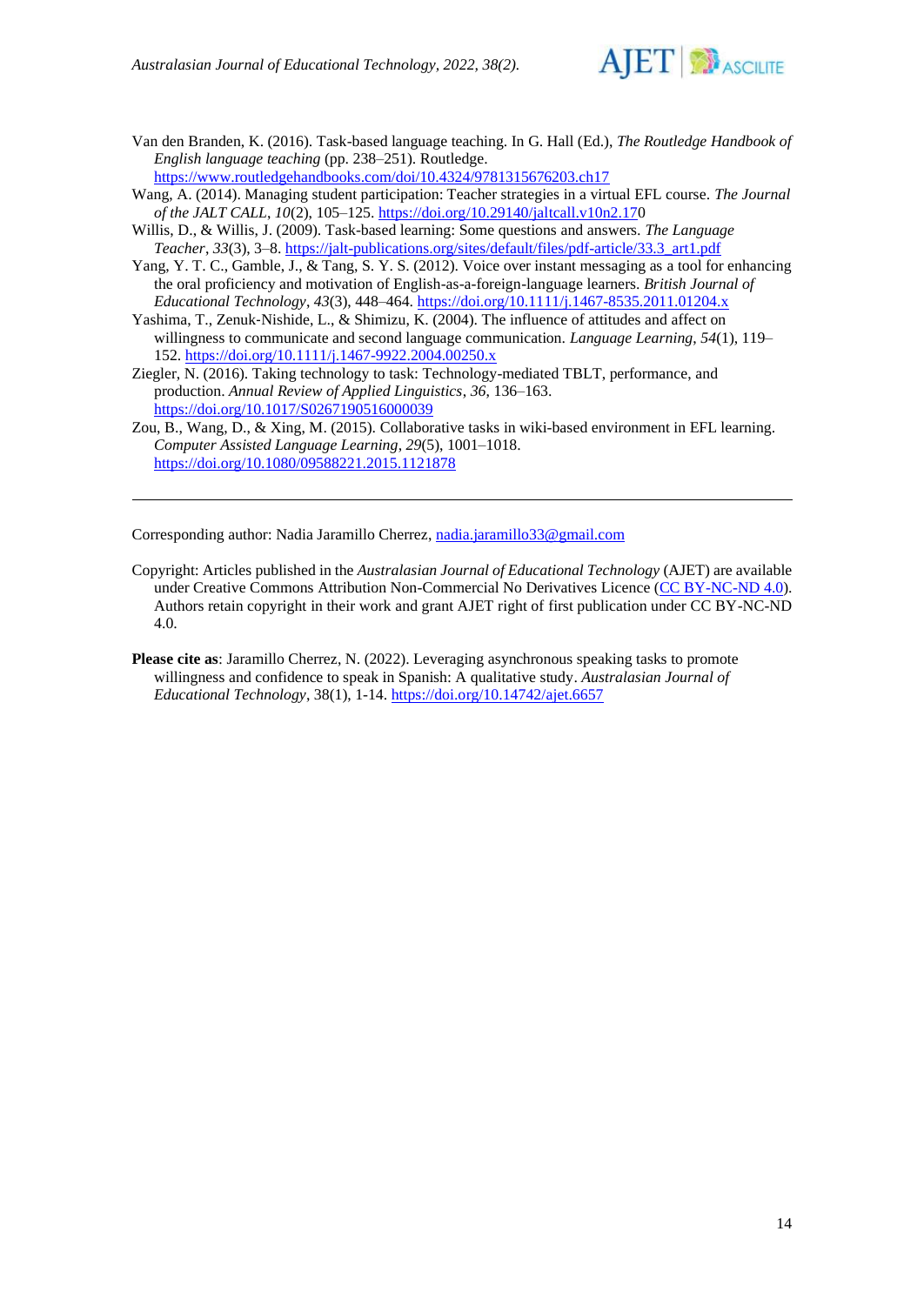Van den Branden, K. (2016). Task-based language teaching. In G. Hall (Ed.), *The Routledge Handbook of English language teaching* (pp. 238–251). Routledge. https://www.routledgehandbooks.com/doi/10.4324/9781315676203.ch17

Wang, A. (2014). Managing student participation: Teacher strategies in a virtual EFL course. *The Journal of the JALT CALL*, *10*(2), 105–125. https://doi.org/10.29140/jaltcall.v10n2.170

Willis, D., & Willis, J. (2009). Task-based learning: Some questions and answers. *The Language Teacher*, *33*(3), 3–8. https://jalt-publications.org/sites/default/files/pdf-article/33.3_art1.pdf

Yang, Y. T. C., Gamble, J., & Tang, S. Y. S. (2012). Voice over instant messaging as a tool for enhancing the oral proficiency and motivation of English-as-a-foreign-language learners. *British Journal of Educational Technology*, *43*(3), 448–464. https://doi.org/10.1111/j.1467-8535.2011.01204.x

Yashima, T., Zenuk-Nishide, L., & Shimizu, K. (2004). The influence of attitudes and affect on willingness to communicate and second language communication. *Language Learning*, *54*(1), 119–152. https://doi.org/10.1111/j.1467-9922.2004.00250.x

Ziegler, N. (2016). Taking technology to task: Technology-mediated TBLT, performance, and production. *Annual Review of Applied Linguistics*, *36*, 136–163. https://doi.org/10.1017/S0267190516000039

Zou, B., Wang, D., & Xing, M. (2015). Collaborative tasks in wiki-based environment in EFL learning. *Computer Assisted Language Learning*, *29*(5), 1001–1018. https://doi.org/10.1080/09588221.2015.1121878

---

Corresponding author: Nadia Jaramillo Cherrez, nadia.jaramillo33@gmail.com

Copyright: Articles published in the *Australasian Journal of Educational Technology* (AJET) are available under Creative Commons Attribution Non-Commercial No Derivatives Licence (CC BY-NC-ND 4.0). Authors retain copyright in their work and grant AJET right of first publication under CC BY-NC-ND 4.0.

**Please cite as**: Jaramillo Cherrez, N. (2022). Leveraging asynchronous speaking tasks to promote willingness and confidence to speak in Spanish: A qualitative study. *Australasian Journal of Educational Technology*, 38(1), 1-14. https://doi.org/10.14742/ajet.6657